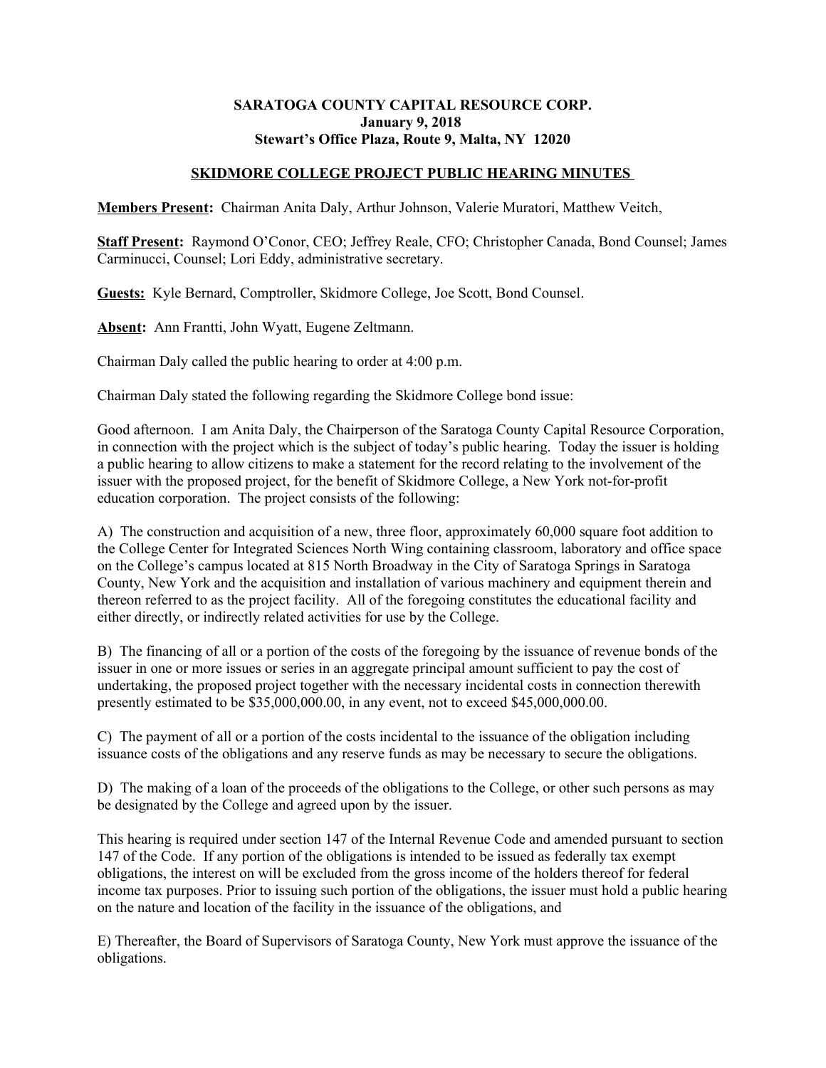**SARATOGA COUNTY CAPITAL RESOURCE CORP.**
**January 9, 2018**
**Stewart's Office Plaza, Route 9, Malta, NY 12020**

**SKIDMORE COLLEGE PROJECT PUBLIC HEARING MINUTES**

**Members Present:** Chairman Anita Daly, Arthur Johnson, Valerie Muratori, Matthew Veitch,

**Staff Present:** Raymond O'Conor, CEO; Jeffrey Reale, CFO; Christopher Canada, Bond Counsel; James Carminucci, Counsel; Lori Eddy, administrative secretary.

**Guests:** Kyle Bernard, Comptroller, Skidmore College, Joe Scott, Bond Counsel.

**Absent:** Ann Frantti, John Wyatt, Eugene Zeltmann.

Chairman Daly called the public hearing to order at 4:00 p.m.

Chairman Daly stated the following regarding the Skidmore College bond issue:

Good afternoon. I am Anita Daly, the Chairperson of the Saratoga County Capital Resource Corporation, in connection with the project which is the subject of today's public hearing. Today the issuer is holding a public hearing to allow citizens to make a statement for the record relating to the involvement of the issuer with the proposed project, for the benefit of Skidmore College, a New York not-for-profit education corporation. The project consists of the following:

A) The construction and acquisition of a new, three floor, approximately 60,000 square foot addition to the College Center for Integrated Sciences North Wing containing classroom, laboratory and office space on the College's campus located at 815 North Broadway in the City of Saratoga Springs in Saratoga County, New York and the acquisition and installation of various machinery and equipment therein and thereon referred to as the project facility. All of the foregoing constitutes the educational facility and either directly, or indirectly related activities for use by the College.

B) The financing of all or a portion of the costs of the foregoing by the issuance of revenue bonds of the issuer in one or more issues or series in an aggregate principal amount sufficient to pay the cost of undertaking, the proposed project together with the necessary incidental costs in connection therewith presently estimated to be $35,000,000.00, in any event, not to exceed $45,000,000.00.

C) The payment of all or a portion of the costs incidental to the issuance of the obligation including issuance costs of the obligations and any reserve funds as may be necessary to secure the obligations.

D) The making of a loan of the proceeds of the obligations to the College, or other such persons as may be designated by the College and agreed upon by the issuer.

This hearing is required under section 147 of the Internal Revenue Code and amended pursuant to section 147 of the Code. If any portion of the obligations is intended to be issued as federally tax exempt obligations, the interest on will be excluded from the gross income of the holders thereof for federal income tax purposes. Prior to issuing such portion of the obligations, the issuer must hold a public hearing on the nature and location of the facility in the issuance of the obligations, and

E) Thereafter, the Board of Supervisors of Saratoga County, New York must approve the issuance of the obligations.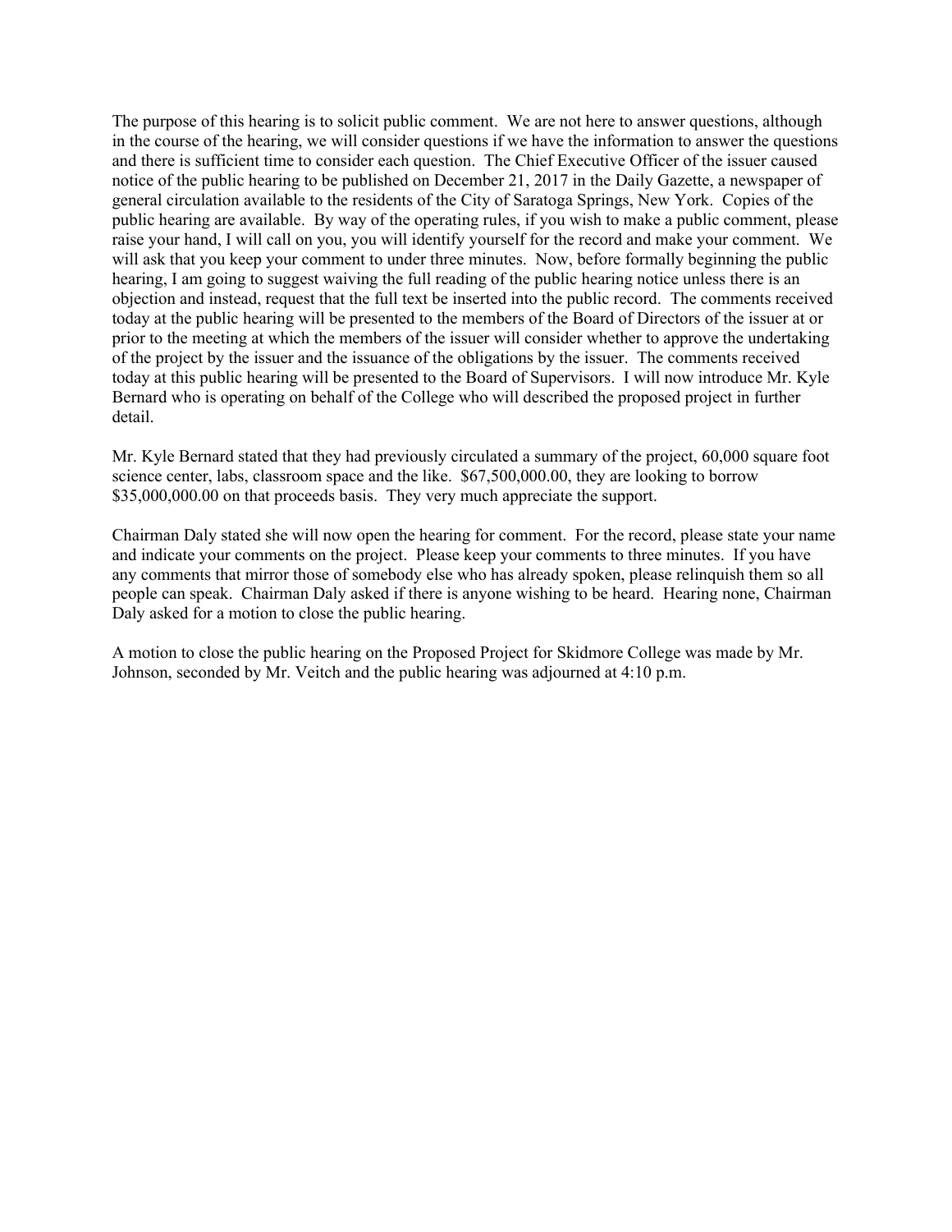The purpose of this hearing is to solicit public comment. We are not here to answer questions, although in the course of the hearing, we will consider questions if we have the information to answer the questions and there is sufficient time to consider each question. The Chief Executive Officer of the issuer caused notice of the public hearing to be published on December 21, 2017 in the Daily Gazette, a newspaper of general circulation available to the residents of the City of Saratoga Springs, New York. Copies of the public hearing are available. By way of the operating rules, if you wish to make a public comment, please raise your hand, I will call on you, you will identify yourself for the record and make your comment. We will ask that you keep your comment to under three minutes. Now, before formally beginning the public hearing, I am going to suggest waiving the full reading of the public hearing notice unless there is an objection and instead, request that the full text be inserted into the public record. The comments received today at the public hearing will be presented to the members of the Board of Directors of the issuer at or prior to the meeting at which the members of the issuer will consider whether to approve the undertaking of the project by the issuer and the issuance of the obligations by the issuer. The comments received today at this public hearing will be presented to the Board of Supervisors. I will now introduce Mr. Kyle Bernard who is operating on behalf of the College who will described the proposed project in further detail.

Mr. Kyle Bernard stated that they had previously circulated a summary of the project, 60,000 square foot science center, labs, classroom space and the like. $67,500,000.00, they are looking to borrow $35,000,000.00 on that proceeds basis. They very much appreciate the support.

Chairman Daly stated she will now open the hearing for comment. For the record, please state your name and indicate your comments on the project. Please keep your comments to three minutes. If you have any comments that mirror those of somebody else who has already spoken, please relinquish them so all people can speak. Chairman Daly asked if there is anyone wishing to be heard. Hearing none, Chairman Daly asked for a motion to close the public hearing.

A motion to close the public hearing on the Proposed Project for Skidmore College was made by Mr. Johnson, seconded by Mr. Veitch and the public hearing was adjourned at 4:10 p.m.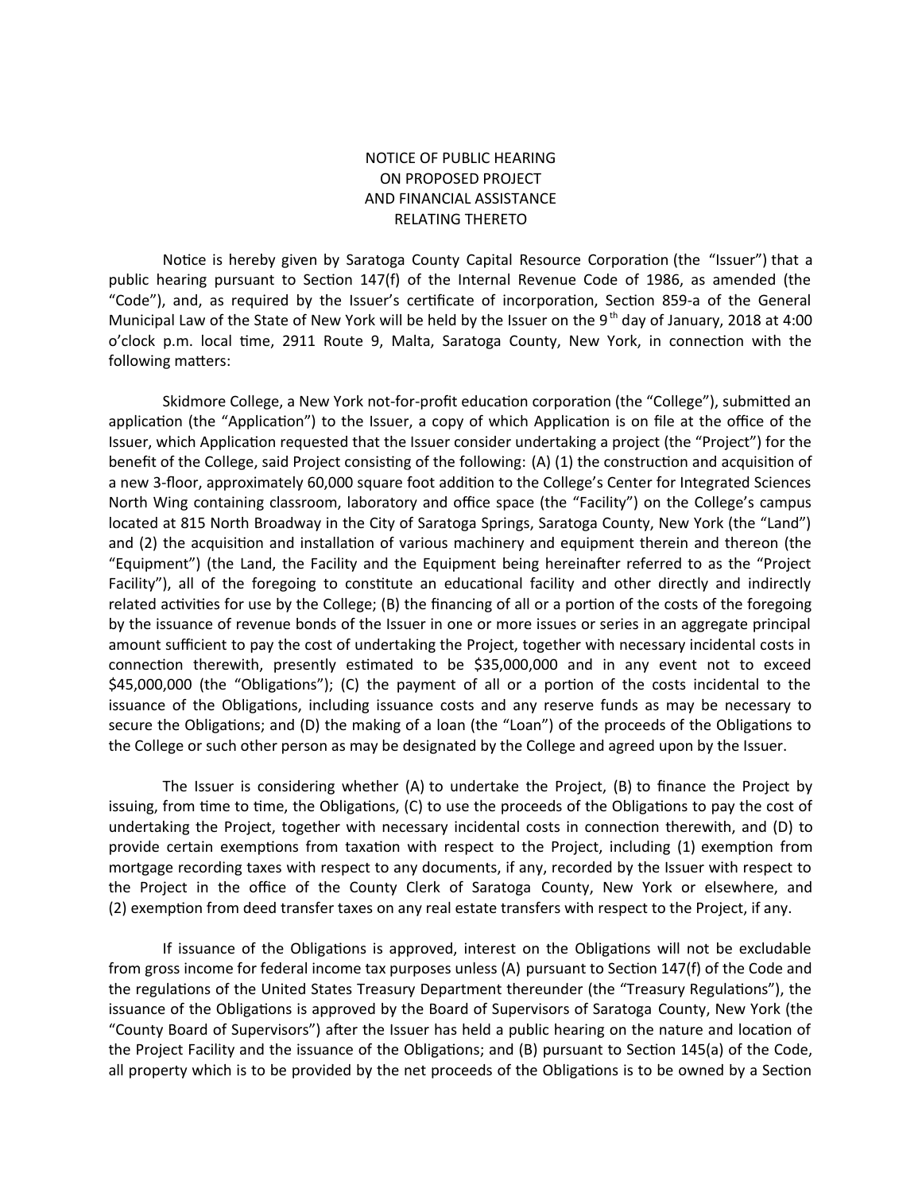NOTICE OF PUBLIC HEARING
ON PROPOSED PROJECT
AND FINANCIAL ASSISTANCE
RELATING THERETO

Notice is hereby given by Saratoga County Capital Resource Corporation (the "Issuer") that a public hearing pursuant to Section 147(f) of the Internal Revenue Code of 1986, as amended (the "Code"), and, as required by the Issuer's certificate of incorporation, Section 859-a of the General Municipal Law of the State of New York will be held by the Issuer on the 9th day of January, 2018 at 4:00 o'clock p.m. local time, 2911 Route 9, Malta, Saratoga County, New York, in connection with the following matters:

Skidmore College, a New York not-for-profit education corporation (the "College"), submitted an application (the "Application") to the Issuer, a copy of which Application is on file at the office of the Issuer, which Application requested that the Issuer consider undertaking a project (the "Project") for the benefit of the College, said Project consisting of the following: (A) (1) the construction and acquisition of a new 3-floor, approximately 60,000 square foot addition to the College's Center for Integrated Sciences North Wing containing classroom, laboratory and office space (the "Facility") on the College's campus located at 815 North Broadway in the City of Saratoga Springs, Saratoga County, New York (the "Land") and (2) the acquisition and installation of various machinery and equipment therein and thereon (the "Equipment") (the Land, the Facility and the Equipment being hereinafter referred to as the "Project Facility"), all of the foregoing to constitute an educational facility and other directly and indirectly related activities for use by the College; (B) the financing of all or a portion of the costs of the foregoing by the issuance of revenue bonds of the Issuer in one or more issues or series in an aggregate principal amount sufficient to pay the cost of undertaking the Project, together with necessary incidental costs in connection therewith, presently estimated to be $35,000,000 and in any event not to exceed $45,000,000 (the "Obligations"); (C) the payment of all or a portion of the costs incidental to the issuance of the Obligations, including issuance costs and any reserve funds as may be necessary to secure the Obligations; and (D) the making of a loan (the "Loan") of the proceeds of the Obligations to the College or such other person as may be designated by the College and agreed upon by the Issuer.

The Issuer is considering whether (A) to undertake the Project, (B) to finance the Project by issuing, from time to time, the Obligations, (C) to use the proceeds of the Obligations to pay the cost of undertaking the Project, together with necessary incidental costs in connection therewith, and (D) to provide certain exemptions from taxation with respect to the Project, including (1) exemption from mortgage recording taxes with respect to any documents, if any, recorded by the Issuer with respect to the Project in the office of the County Clerk of Saratoga County, New York or elsewhere, and (2) exemption from deed transfer taxes on any real estate transfers with respect to the Project, if any.

If issuance of the Obligations is approved, interest on the Obligations will not be excludable from gross income for federal income tax purposes unless (A) pursuant to Section 147(f) of the Code and the regulations of the United States Treasury Department thereunder (the "Treasury Regulations"), the issuance of the Obligations is approved by the Board of Supervisors of Saratoga County, New York (the "County Board of Supervisors") after the Issuer has held a public hearing on the nature and location of the Project Facility and the issuance of the Obligations; and (B) pursuant to Section 145(a) of the Code, all property which is to be provided by the net proceeds of the Obligations is to be owned by a Section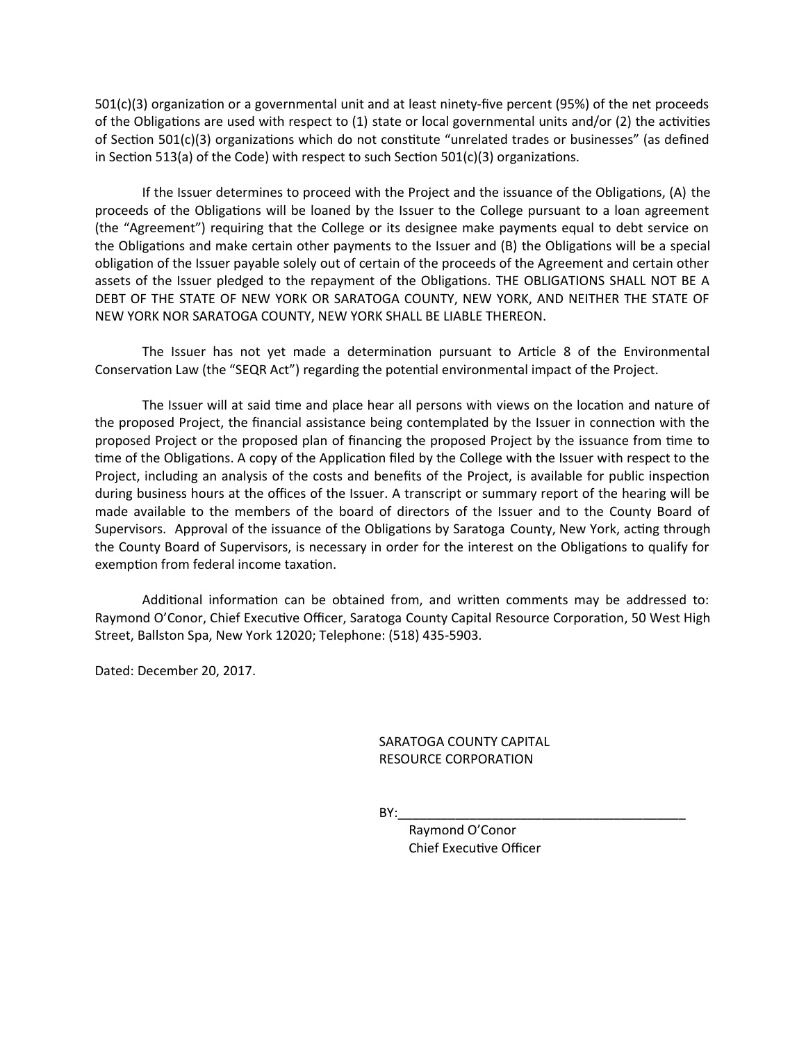501(c)(3) organization or a governmental unit and at least ninety-five percent (95%) of the net proceeds of the Obligations are used with respect to (1) state or local governmental units and/or (2) the activities of Section 501(c)(3) organizations which do not constitute "unrelated trades or businesses" (as defined in Section 513(a) of the Code) with respect to such Section 501(c)(3) organizations.

If the Issuer determines to proceed with the Project and the issuance of the Obligations, (A) the proceeds of the Obligations will be loaned by the Issuer to the College pursuant to a loan agreement (the "Agreement") requiring that the College or its designee make payments equal to debt service on the Obligations and make certain other payments to the Issuer and (B) the Obligations will be a special obligation of the Issuer payable solely out of certain of the proceeds of the Agreement and certain other assets of the Issuer pledged to the repayment of the Obligations. THE OBLIGATIONS SHALL NOT BE A DEBT OF THE STATE OF NEW YORK OR SARATOGA COUNTY, NEW YORK, AND NEITHER THE STATE OF NEW YORK NOR SARATOGA COUNTY, NEW YORK SHALL BE LIABLE THEREON.

The Issuer has not yet made a determination pursuant to Article 8 of the Environmental Conservation Law (the "SEQR Act") regarding the potential environmental impact of the Project.

The Issuer will at said time and place hear all persons with views on the location and nature of the proposed Project, the financial assistance being contemplated by the Issuer in connection with the proposed Project or the proposed plan of financing the proposed Project by the issuance from time to time of the Obligations. A copy of the Application filed by the College with the Issuer with respect to the Project, including an analysis of the costs and benefits of the Project, is available for public inspection during business hours at the offices of the Issuer. A transcript or summary report of the hearing will be made available to the members of the board of directors of the Issuer and to the County Board of Supervisors. Approval of the issuance of the Obligations by Saratoga County, New York, acting through the County Board of Supervisors, is necessary in order for the interest on the Obligations to qualify for exemption from federal income taxation.

Additional information can be obtained from, and written comments may be addressed to: Raymond O'Conor, Chief Executive Officer, Saratoga County Capital Resource Corporation, 50 West High Street, Ballston Spa, New York 12020; Telephone: (518) 435-5903.

Dated: December 20, 2017.

SARATOGA COUNTY CAPITAL
RESOURCE CORPORATION

BY:\_\_\_\_\_\_\_\_\_\_\_\_\_\_\_\_\_\_\_\_\_\_\_\_\_\_\_\_\_\_\_\_\_\_\_\_\_\_\_\_

Raymond O'Conor
Chief Executive Officer